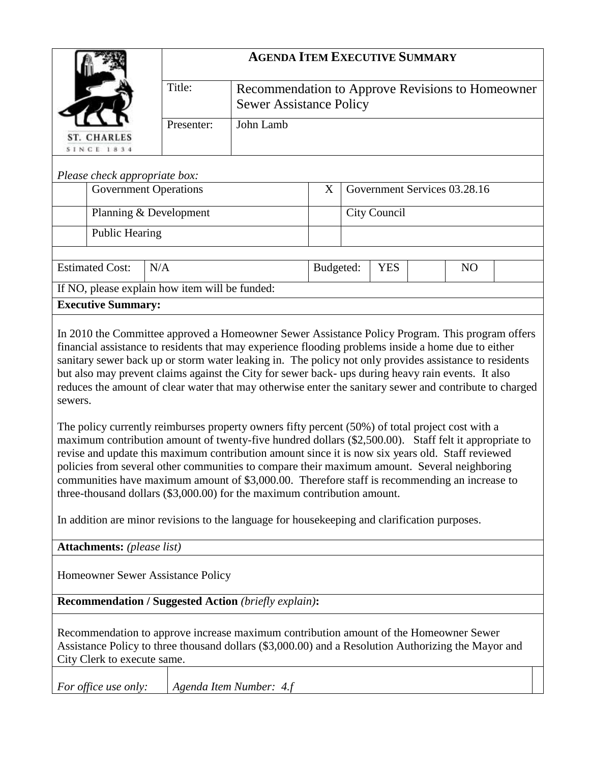# AGENDA ITEM EXECUTIVE SUMMARY

ST. CHARLES
SINCE 1834

| | |
|---|---|
| Title: | Recommendation to Approve Revisions to Homeowner Sewer Assistance Policy |
| Presenter: | John Lamb |

*Please check appropriate box:*

| | | | |
|---|---|---|---|
| | Government Operations | X | Government Services 03.28.16 |
| | Planning & Development | | City Council |
| | Public Hearing | | |

| Estimated Cost: | N/A | Budgeted: | YES | | NO | |
|---|---|---|---|---|---|---|

If NO, please explain how item will be funded:

**Executive Summary:**

In 2010 the Committee approved a Homeowner Sewer Assistance Policy Program. This program offers financial assistance to residents that may experience flooding problems inside a home due to either sanitary sewer back up or storm water leaking in. The policy not only provides assistance to residents but also may prevent claims against the City for sewer back- ups during heavy rain events. It also reduces the amount of clear water that may otherwise enter the sanitary sewer and contribute to charged sewers.

The policy currently reimburses property owners fifty percent (50%) of total project cost with a maximum contribution amount of twenty-five hundred dollars ($2,500.00). Staff felt it appropriate to revise and update this maximum contribution amount since it is now six years old. Staff reviewed policies from several other communities to compare their maximum amount. Several neighboring communities have maximum amount of $3,000.00. Therefore staff is recommending an increase to three-thousand dollars ($3,000.00) for the maximum contribution amount.

In addition are minor revisions to the language for housekeeping and clarification purposes.

**Attachments:** *(please list)*

Homeowner Sewer Assistance Policy

**Recommendation / Suggested Action** *(briefly explain)***:**

Recommendation to approve increase maximum contribution amount of the Homeowner Sewer Assistance Policy to three thousand dollars ($3,000.00) and a Resolution Authorizing the Mayor and City Clerk to execute same.

| *For office use only:* | *Agenda Item Number: 4.f* |
|---|---|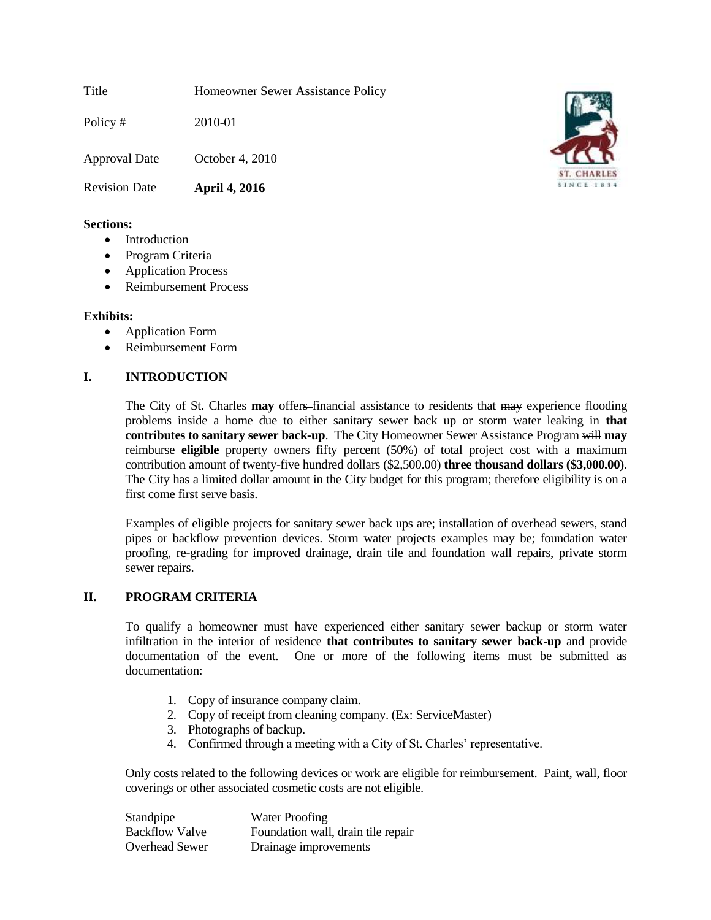| | |
|---|---|
| Title | Homeowner Sewer Assistance Policy |
| Policy # | 2010-01 |
| Approval Date | October 4, 2010 |
| Revision Date | **April 4, 2016** |

**Sections:**

- Introduction
- Program Criteria
- Application Process
- Reimbursement Process

**Exhibits:**

- Application Form
- Reimbursement Form

## I. INTRODUCTION

The City of St. Charles **may** offer~~s~~ financial assistance to residents that ~~may~~ experience flooding problems inside a home due to either sanitary sewer back up or storm water leaking in **that contributes to sanitary sewer back-up**. The City Homeowner Sewer Assistance Program ~~will~~ **may** reimburse **eligible** property owners fifty percent (50%) of total project cost with a maximum contribution amount of ~~twenty-five hundred dollars ($2,500.00)~~ **three thousand dollars ($3,000.00)**. The City has a limited dollar amount in the City budget for this program; therefore eligibility is on a first come first serve basis.

Examples of eligible projects for sanitary sewer back ups are; installation of overhead sewers, stand pipes or backflow prevention devices. Storm water projects examples may be; foundation water proofing, re-grading for improved drainage, drain tile and foundation wall repairs, private storm sewer repairs.

## II. PROGRAM CRITERIA

To qualify a homeowner must have experienced either sanitary sewer backup or storm water infiltration in the interior of residence **that contributes to sanitary sewer back-up** and provide documentation of the event. One or more of the following items must be submitted as documentation:

1. Copy of insurance company claim.
2. Copy of receipt from cleaning company. (Ex: ServiceMaster)
3. Photographs of backup.
4. Confirmed through a meeting with a City of St. Charles' representative.

Only costs related to the following devices or work are eligible for reimbursement. Paint, wall, floor coverings or other associated cosmetic costs are not eligible.

| | |
|---|---|
| Standpipe | Water Proofing |
| Backflow Valve | Foundation wall, drain tile repair |
| Overhead Sewer | Drainage improvements |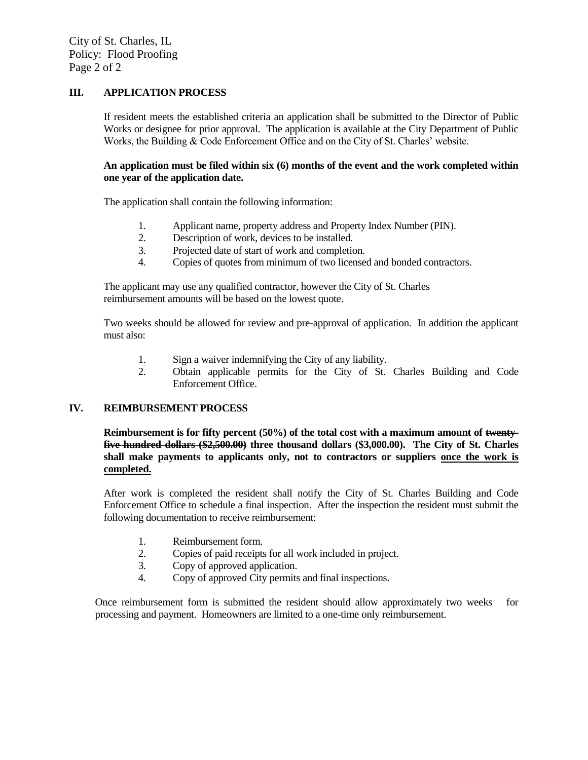## III. APPLICATION PROCESS

If resident meets the established criteria an application shall be submitted to the Director of Public Works or designee for prior approval. The application is available at the City Department of Public Works, the Building & Code Enforcement Office and on the City of St. Charles' website.

**An application must be filed within six (6) months of the event and the work completed within one year of the application date.**

The application shall contain the following information:

1. Applicant name, property address and Property Index Number (PIN).
2. Description of work, devices to be installed.
3. Projected date of start of work and completion.
4. Copies of quotes from minimum of two licensed and bonded contractors.

The applicant may use any qualified contractor, however the City of St. Charles reimbursement amounts will be based on the lowest quote.

Two weeks should be allowed for review and pre-approval of application. In addition the applicant must also:

1. Sign a waiver indemnifying the City of any liability.
2. Obtain applicable permits for the City of St. Charles Building and Code Enforcement Office.

## IV. REIMBURSEMENT PROCESS

**Reimbursement is for fifty percent (50%) of the total cost with a maximum amount of ~~twenty-five hundred dollars ($2,500.00)~~ three thousand dollars ($3,000.00). The City of St. Charles shall make payments to applicants only, not to contractors or suppliers <u>once the work is completed.</u>**

After work is completed the resident shall notify the City of St. Charles Building and Code Enforcement Office to schedule a final inspection. After the inspection the resident must submit the following documentation to receive reimbursement:

1. Reimbursement form.
2. Copies of paid receipts for all work included in project.
3. Copy of approved application.
4. Copy of approved City permits and final inspections.

Once reimbursement form is submitted the resident should allow approximately two weeks for processing and payment. Homeowners are limited to a one-time only reimbursement.